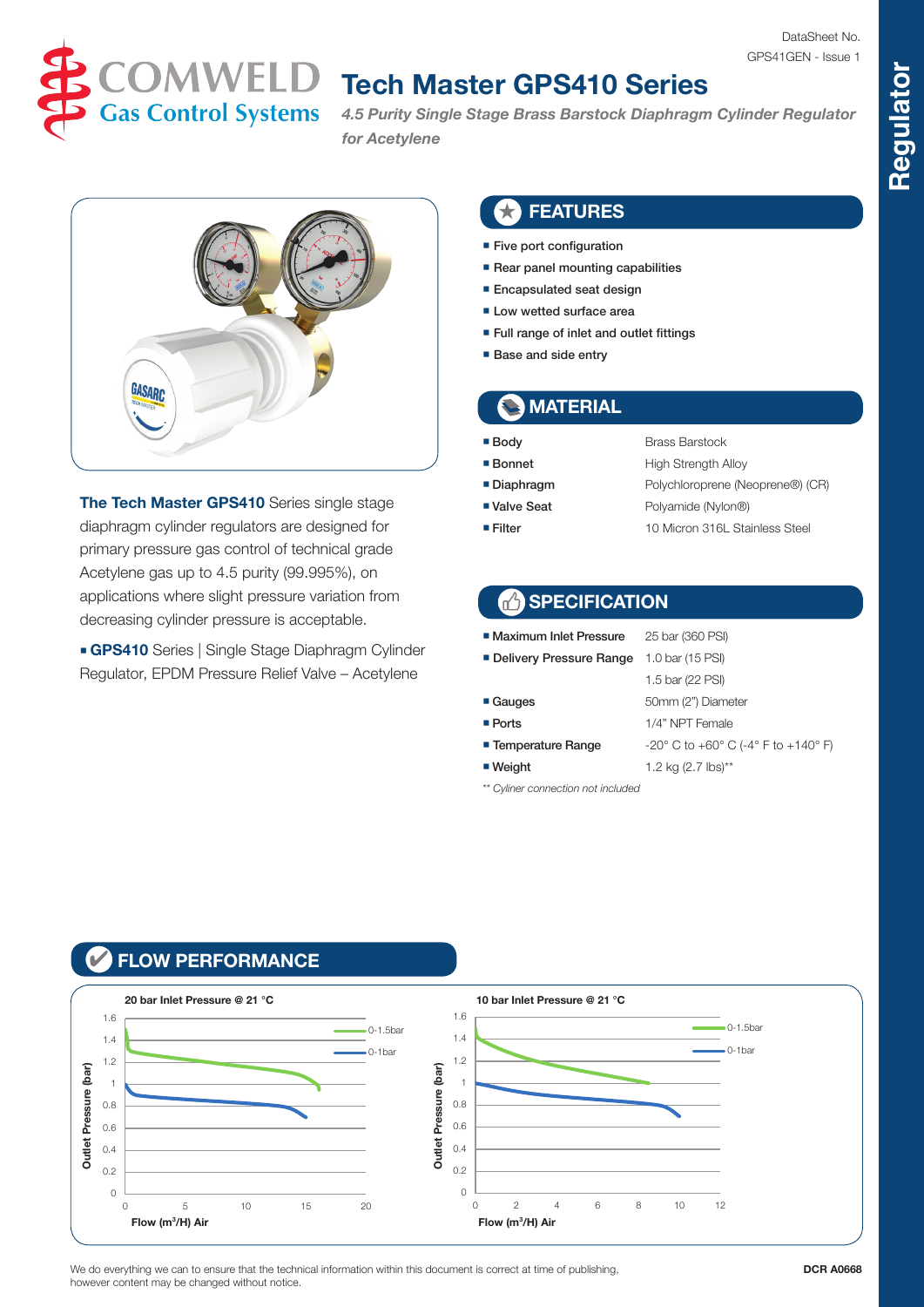DataSheet No.
GPS41GEN - Issue 1

COMWELD Gas Control Systems

# Tech Master GPS410 Series

*4.5 Purity Single Stage Brass Barstock Diaphragm Cylinder Regulator for Acetylene*

**The Tech Master GPS410** Series single stage diaphragm cylinder regulators are designed for primary pressure gas control of technical grade Acetylene gas up to 4.5 purity (99.995%), on applications where slight pressure variation from decreasing cylinder pressure is acceptable.

- **GPS410** Series | Single Stage Diaphragm Cylinder Regulator, EPDM Pressure Relief Valve – Acetylene

## FEATURES

- Five port configuration
- Rear panel mounting capabilities
- Encapsulated seat design
- Low wetted surface area
- Full range of inlet and outlet fittings
- Base and side entry

## MATERIAL

| | |
|---|---|
| **Body** | Brass Barstock |
| **Bonnet** | High Strength Alloy |
| **Diaphragm** | Polychloroprene (Neoprene®) (CR) |
| **Valve Seat** | Polyamide (Nylon®) |
| **Filter** | 10 Micron 316L Stainless Steel |

## SPECIFICATION

| | |
|---|---|
| **Maximum Inlet Pressure** | 25 bar (360 PSI) |
| **Delivery Pressure Range** | 1.0 bar (15 PSI) |
| | 1.5 bar (22 PSI) |
| **Gauges** | 50mm (2") Diameter |
| **Ports** | 1/4" NPT Female |
| **Temperature Range** | -20° C to +60° C (-4° F to +140° F) |
| **Weight** | 1.2 kg (2.7 lbs)** |

*** Cyliner connection not included*

## FLOW PERFORMANCE

**20 bar Inlet Pressure @ 21 °C**

Outlet Pressure (bar) vs Flow (m$^3$/H) Air — curves: 0-1.5bar, 0-1bar

**10 bar Inlet Pressure @ 21 °C**

Outlet Pressure (bar) vs Flow (m$^3$/H) Air — curves: 0-1.5bar, 0-1bar

We do everything we can to ensure that the technical information within this document is correct at time of publishing, however content may be changed without notice.

DCR A0668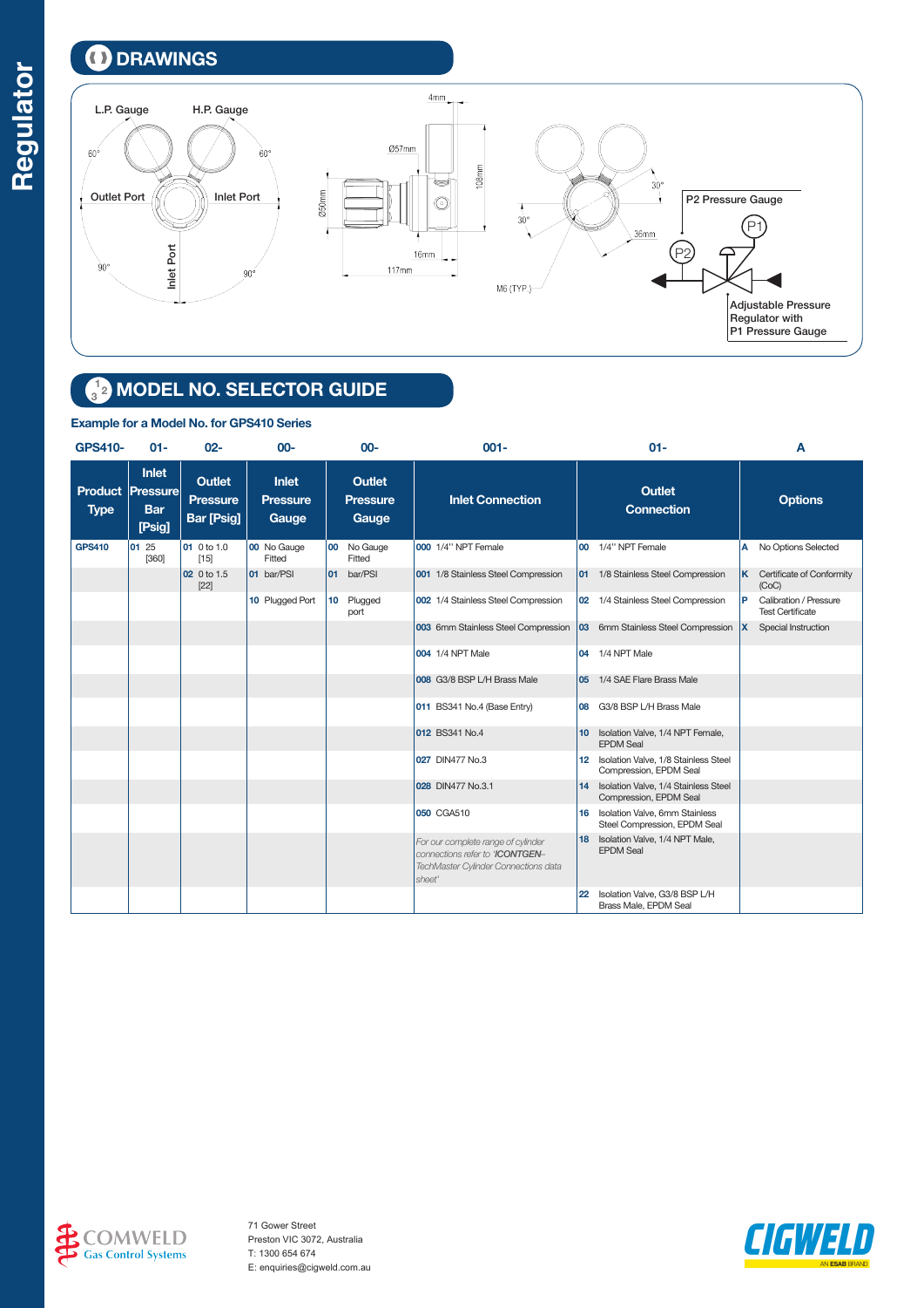## DRAWINGS

L.P. Gauge
H.P. Gauge
60°
60°
Outlet Port
Inlet Port
Inlet Port
90°
90°

4mm
Ø57mm
Ø50mm
108mm
16mm
117mm

30°
30°
36mm
M6 (TYP.)

P2 Pressure Gauge
P1
P2
Adjustable Pressure Regulator with P1 Pressure Gauge

## MODEL NO. SELECTOR GUIDE

**Example for a Model No. for GPS410 Series**

| GPS410- | 01- | 02- | 00- | 00- | 001- | 01- | A |
|---|---|---|---|---|---|---|---|
| **Product Type** | **Inlet Pressure Bar [Psig]** | **Outlet Pressure Bar [Psig]** | **Inlet Pressure Gauge** | **Outlet Pressure Gauge** | **Inlet Connection** | **Outlet Connection** | **Options** |
| **GPS410** | **01** 25 [360] | **01** 0 to 1.0 [15] | **00** No Gauge Fitted | **00** No Gauge Fitted | **000** 1/4" NPT Female | **00** 1/4" NPT Female | **A** No Options Selected |
| | | **02** 0 to 1.5 [22] | **01** bar/PSI | **01** bar/PSI | **001** 1/8 Stainless Steel Compression | **01** 1/8 Stainless Steel Compression | **K** Certificate of Conformity (CoC) |
| | | | **10** Plugged Port | **10** Plugged port | **002** 1/4 Stainless Steel Compression | **02** 1/4 Stainless Steel Compression | **P** Calibration / Pressure Test Certificate |
| | | | | | **003** 6mm Stainless Steel Compression | **03** 6mm Stainless Steel Compression | **X** Special Instruction |
| | | | | | **004** 1/4 NPT Male | **04** 1/4 NPT Male | |
| | | | | | **008** G3/8 BSP L/H Brass Male | **05** 1/4 SAE Flare Brass Male | |
| | | | | | **011** BS341 No.4 (Base Entry) | **08** G3/8 BSP L/H Brass Male | |
| | | | | | **012** BS341 No.4 | **10** Isolation Valve, 1/4 NPT Female, EPDM Seal | |
| | | | | | **027** DIN477 No.3 | **12** Isolation Valve, 1/8 Stainless Steel Compression, EPDM Seal | |
| | | | | | **028** DIN477 No.3.1 | **14** Isolation Valve, 1/4 Stainless Steel Compression, EPDM Seal | |
| | | | | | **050** CGA510 | **16** Isolation Valve, 6mm Stainless Steel Compression, EPDM Seal | |
| | | | | | *For our complete range of cylinder connections refer to '**ICONTGEN**– TechMaster Cylinder Connections data sheet'* | **18** Isolation Valve, 1/4 NPT Male, EPDM Seal | |
| | | | | | | **22** Isolation Valve, G3/8 BSP L/H Brass Male, EPDM Seal | |

COMWELD Gas Control Systems

71 Gower Street
Preston VIC 3072, Australia
T: 1300 654 674
E: enquiries@cigweld.com.au

CIGWELD AN ESAB BRAND